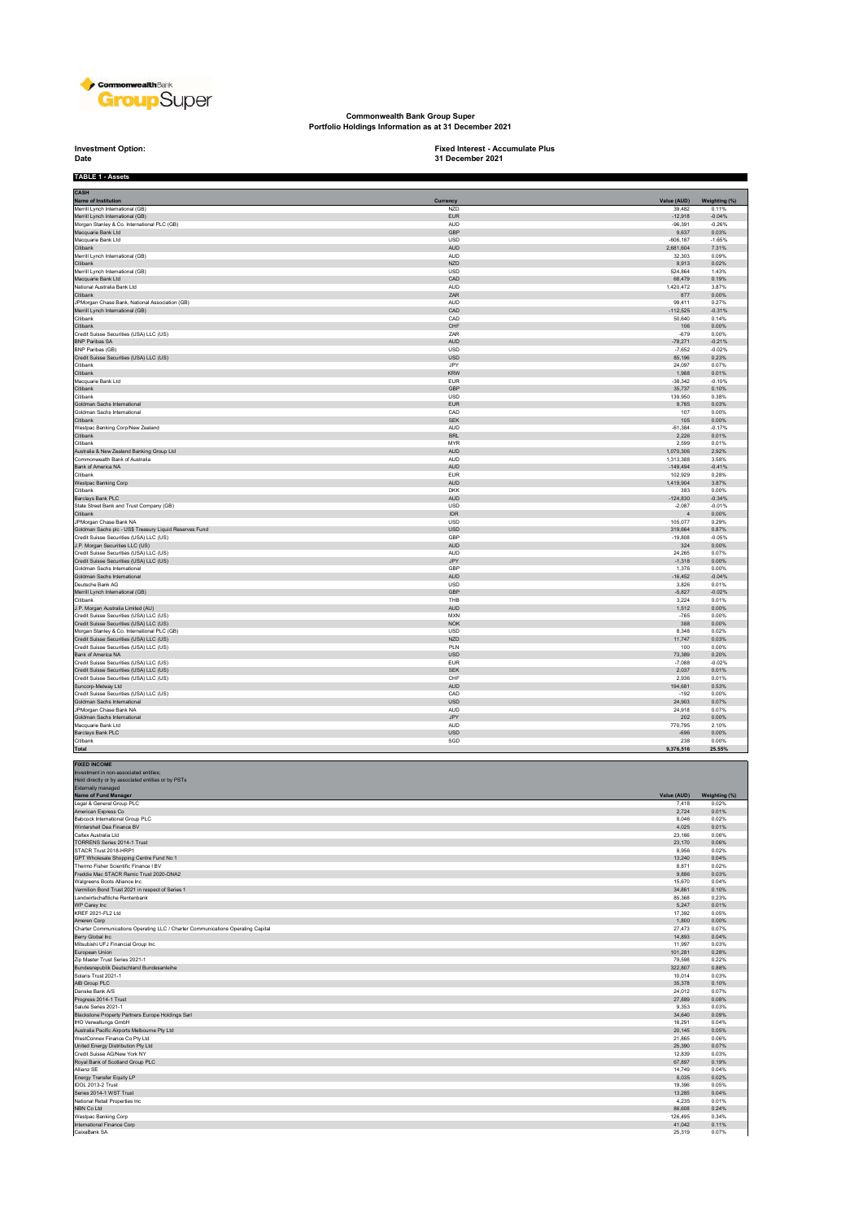# Commonwealth Bank Group Super
## Portfolio Holdings Information as at 31 December 2021

**Investment Option:** Fixed Interest - Accumulate Plus
**Date** 31 December 2021

**TABLE 1 - Assets**

**CASH**

| Name of Institution | Currency | Value (AUD) | Weighting (%) |
|---|---|---|---|
| Merrill Lynch International (GB) | NZD | 39,482 | 0.11% |
| Merrill Lynch International (GB) | EUR | -12,918 | -0.04% |
| Morgan Stanley & Co. International PLC (GB) | AUD | -96,391 | -0.26% |
| Macquarie Bank Ltd | GBP | 9,637 | 0.03% |
| Macquarie Bank Ltd | USD | -606,187 | -1.65% |
| Citibank | AUD | 2,681,604 | 7.31% |
| Merrill Lynch International (GB) | AUD | 32,303 | 0.09% |
| Citibank | NZD | 8,913 | 0.02% |
| Merrill Lynch International (GB) | USD | 524,864 | 1.43% |
| Macquarie Bank Ltd | CAD | 68,479 | 0.19% |
| National Australia Bank Ltd | AUD | 1,420,472 | 3.87% |
| Citibank | ZAR | 877 | 0.00% |
| JPMorgan Chase Bank, National Association (GB) | AUD | 99,411 | 0.27% |
| Merrill Lynch International (GB) | CAD | -112,525 | -0.31% |
| Citibank | CAD | 50,640 | 0.14% |
| Citibank | CHF | 106 | 0.00% |
| Credit Suisse Securities (USA) LLC (US) | ZAR | -679 | 0.00% |
| BNP Paribas SA | AUD | -78,271 | -0.21% |
| BNP Paribas (GB) | USD | -7,652 | -0.02% |
| Credit Suisse Securities (USA) LLC (US) | USD | 85,196 | 0.23% |
| Citibank | JPY | 24,097 | 0.07% |
| Citibank | KRW | 1,988 | 0.01% |
| Macquarie Bank Ltd | EUR | -38,342 | -0.10% |
| Citibank | GBP | 35,737 | 0.10% |
| Citibank | USD | 139,950 | 0.38% |
| Goldman Sachs International | EUR | 9,765 | 0.03% |
| Goldman Sachs International | CAD | 107 | 0.00% |
| Citibank | SEK | 105 | 0.00% |
| Westpac Banking Corp/New Zealand | AUD | -61,384 | -0.17% |
| Citibank | BRL | 2,226 | 0.01% |
| Citibank | MYR | 2,599 | 0.01% |
| Australia & New Zealand Banking Group Ltd | AUD | 1,070,306 | 2.92% |
| Commonwealth Bank of Australia | AUD | 1,313,388 | 3.58% |
| Bank of America NA | AUD | -149,494 | -0.41% |
| Citibank | EUR | 102,929 | 0.28% |
| Westpac Banking Corp | AUD | 1,419,904 | 3.87% |
| Citibank | DKK | 383 | 0.00% |
| Barclays Bank PLC | AUD | -124,830 | -0.34% |
| State Street Bank and Trust Company (GB) | USD | -2,087 | -0.01% |
| Citibank | IDR | 4 | 0.00% |
| JPMorgan Chase Bank NA | USD | 105,077 | 0.29% |
| Goldman Sachs plc - US$ Treasury Liquid Reserves Fund | USD | 319,664 | 0.87% |
| Credit Suisse Securities (USA) LLC (US) | GBP | -19,808 | -0.05% |
| J.P. Morgan Securities LLC (US) | AUD | 324 | 0.00% |
| Credit Suisse Securities (USA) LLC (US) | AUD | 24,265 | 0.07% |
| Credit Suisse Securities (USA) LLC (US) | JPY | -1,318 | 0.00% |
| Goldman Sachs International | GBP | 1,376 | 0.00% |
| Goldman Sachs International | AUD | -16,452 | -0.04% |
| Deutsche Bank AG | USD | 3,826 | 0.01% |
| Merrill Lynch International (GB) | GBP | -5,827 | -0.02% |
| Citibank | THB | 3,224 | 0.01% |
| J.P. Morgan Australia Limited (AU) | AUD | 1,512 | 0.00% |
| Credit Suisse Securities (USA) LLC (US) | MXN | -765 | 0.00% |
| Credit Suisse Securities (USA) LLC (US) | NOK | 388 | 0.00% |
| Morgan Stanley & Co. International PLC (GB) | USD | 8,348 | 0.02% |
| Credit Suisse Securities (USA) LLC (US) | NZD | 11,747 | 0.03% |
| Credit Suisse Securities (USA) LLC (US) | PLN | 100 | 0.00% |
| Bank of America NA | USD | 73,389 | 0.20% |
| Credit Suisse Securities (USA) LLC (US) | EUR | -7,088 | -0.02% |
| Credit Suisse Securities (USA) LLC (US) | SEK | 2,037 | 0.01% |
| Credit Suisse Securities (USA) LLC (US) | CHF | 2,936 | 0.01% |
| Suncorp-Metway Ltd | AUD | 194,681 | 0.53% |
| Credit Suisse Securities (USA) LLC (US) | CAD | -192 | 0.00% |
| Goldman Sachs International | USD | 24,903 | 0.07% |
| JPMorgan Chase Bank NA | AUD | 24,918 | 0.07% |
| Goldman Sachs International | JPY | 202 | 0.00% |
| Macquarie Bank Ltd | AUD | 770,795 | 2.10% |
| Barclays Bank PLC | USD | -696 | 0.00% |
| Citibank | SGD | 238 | 0.00% |
| **Total** | | **9,376,516** | **25.55%** |

**FIXED INCOME**

Investment in non-associated entities;
Held directly or by associated entities or by PSTs
Externally managed

| Name of Fund Manager | Value (AUD) | Weighting (%) |
|---|---|---|
| Legal & General Group PLC | 7,418 | 0.02% |
| American Express Co | 2,724 | 0.01% |
| Babcock International Group PLC | 8,046 | 0.02% |
| Wintershall Dea Finance BV | 4,025 | 0.01% |
| Caltex Australia Ltd | 23,166 | 0.06% |
| TORRENS Series 2014-1 Trust | 23,170 | 0.06% |
| STACR Trust 2018-HRP1 | 8,956 | 0.02% |
| GPT Wholesale Shopping Centre Fund No 1 | 13,240 | 0.04% |
| Thermo Fisher Scientific Finance I BV | 8,871 | 0.02% |
| Freddie Mac STACR Remic Trust 2020-DNA2 | 9,886 | 0.03% |
| Walgreens Boots Alliance Inc | 15,670 | 0.04% |
| Vermilion Bond Trust 2021 in respect of Series 1 | 34,861 | 0.10% |
| Landwirtschaftliche Rentenbank | 85,368 | 0.23% |
| WP Carey Inc | 5,247 | 0.01% |
| KREF 2021-FL2 Ltd | 17,392 | 0.05% |
| Ameren Corp | 1,800 | 0.00% |
| Charter Communications Operating LLC / Charter Communications Operating Capital | 27,473 | 0.07% |
| Berry Global Inc | 14,893 | 0.04% |
| Mitsubishi UFJ Financial Group Inc | 11,997 | 0.03% |
| European Union | 101,281 | 0.28% |
| Zip Master Trust Series 2021-1 | 79,598 | 0.22% |
| Bundesrepublik Deutschland Bundesanleihe | 322,807 | 0.88% |
| Solaris Trust 2021-1 | 10,014 | 0.03% |
| AIB Group PLC | 35,378 | 0.10% |
| Danske Bank A/S | 24,012 | 0.07% |
| Progress 2014-1 Trust | 27,889 | 0.08% |
| Salute Series 2021-1 | 9,353 | 0.03% |
| Blackstone Property Partners Europe Holdings Sarl | 34,640 | 0.09% |
| IHO Verwaltungs GmbH | 16,291 | 0.04% |
| Australia Pacific Airports Melbourne Pty Ltd | 20,145 | 0.05% |
| WestConnex Finance Co Pty Ltd | 21,865 | 0.06% |
| United Energy Distribution Pty Ltd | 25,390 | 0.07% |
| Credit Suisse AG/New York NY | 12,839 | 0.03% |
| Royal Bank of Scotland Group PLC | 67,897 | 0.19% |
| Allianz SE | 14,749 | 0.04% |
| Energy Transfer Equity LP | 8,035 | 0.02% |
| IDOL 2013-2 Trust | 19,396 | 0.05% |
| Series 2014-1 WST Trust | 13,285 | 0.04% |
| National Retail Properties Inc | 4,235 | 0.01% |
| NBN Co Ltd | 86,608 | 0.24% |
| Westpac Banking Corp | 126,495 | 0.34% |
| International Finance Corp | 41,042 | 0.11% |
| CaixaBank SA | 25,319 | 0.07% |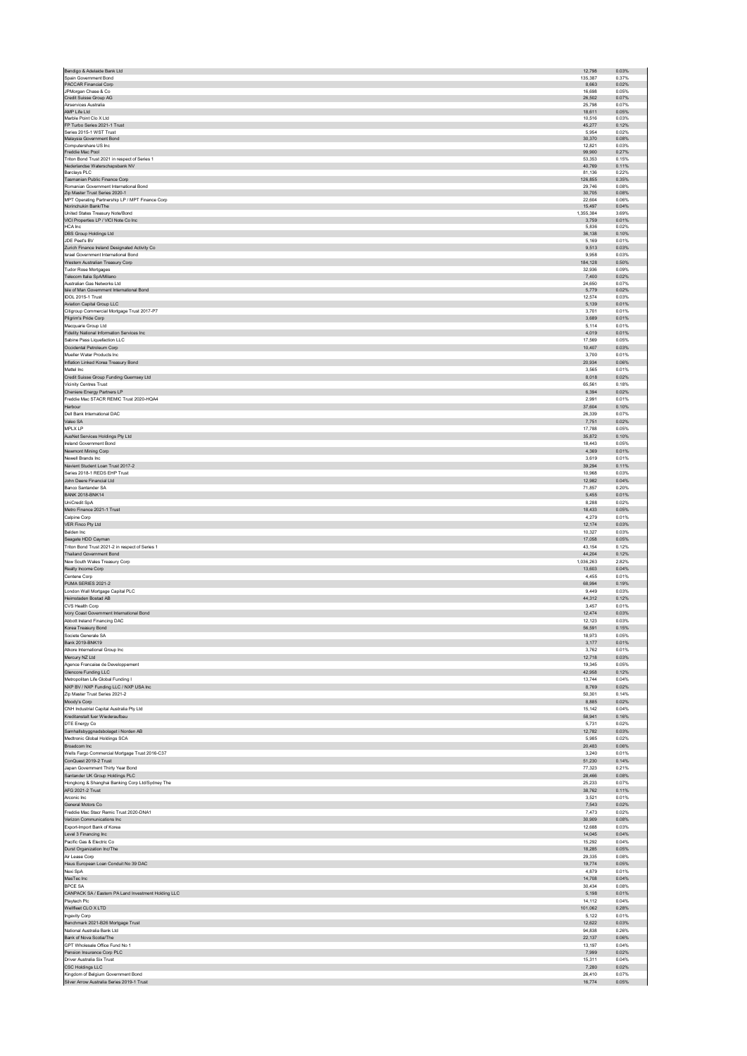| | | |
|---|---|---|
| Bendigo & Adelaide Bank Ltd | 12,798 | 0.03% |
| Spain Government Bond | 135,387 | 0.37% |
| PACCAR Financial Corp | 8,663 | 0.02% |
| JPMorgan Chase & Co | 16,698 | 0.05% |
| Credit Suisse Group AG | 26,502 | 0.07% |
| Airservices Australia | 25,798 | 0.07% |
| AMP Life Ltd | 18,611 | 0.05% |
| Marble Point Clo X Ltd | 10,516 | 0.03% |
| FP Turbo Series 2021-1 Trust | 45,277 | 0.12% |
| Series 2015-1 WST Trust | 5,954 | 0.02% |
| Malaysia Government Bond | 30,370 | 0.08% |
| Computershare US Inc | 12,821 | 0.03% |
| Freddie Mac Pool | 99,900 | 0.27% |
| Triton Bond Trust 2021 in respect of Series 1 | 53,353 | 0.15% |
| Nederlandse Waterschapsbank NV | 40,769 | 0.11% |
| Barclays PLC | 81,136 | 0.22% |
| Tasmanian Public Finance Corp | 126,855 | 0.35% |
| Romanian Government International Bond | 29,746 | 0.08% |
| Zip Master Trust Series 2020-1 | 30,705 | 0.08% |
| MPT Operating Partnership LP / MPT Finance Corp | 22,604 | 0.06% |
| Norinchukin Bank/The | 15,497 | 0.04% |
| United States Treasury Note/Bond | 1,355,384 | 3.69% |
| VICI Properties LP / VICI Note Co Inc | 3,759 | 0.01% |
| HCA Inc | 5,836 | 0.02% |
| DBS Group Holdings Ltd | 36,138 | 0.10% |
| JDE Peet's BV | 5,169 | 0.01% |
| Zurich Finance Ireland Designated Activity Co | 9,513 | 0.03% |
| Israel Government International Bond | 9,958 | 0.03% |
| Western Australian Treasury Corp | 184,128 | 0.50% |
| Tudor Rose Mortgages | 32,936 | 0.09% |
| Telecom Italia SpA/Milano | 7,400 | 0.02% |
| Australian Gas Networks Ltd | 24,650 | 0.07% |
| Isle of Man Government International Bond | 5,779 | 0.02% |
| IDOL 2015-1 Trust | 12,574 | 0.03% |
| Aviation Capital Group LLC | 5,139 | 0.01% |
| Citigroup Commercial Mortgage Trust 2017-P7 | 3,701 | 0.01% |
| Pilgrim's Pride Corp | 3,689 | 0.01% |
| Macquarie Group Ltd | 5,114 | 0.01% |
| Fidelity National Information Services Inc | 4,019 | 0.01% |
| Sabine Pass Liquefaction LLC | 17,569 | 0.05% |
| Occidental Petroleum Corp | 10,407 | 0.03% |
| Mueller Water Products Inc | 3,700 | 0.01% |
| Inflation Linked Korea Treasury Bond | 20,934 | 0.06% |
| Mattel Inc | 3,565 | 0.01% |
| Credit Suisse Group Funding Guernsey Ltd | 8,018 | 0.02% |
| Vicinity Centres Trust | 65,561 | 0.18% |
| Cheniere Energy Partners LP | 6,394 | 0.02% |
| Freddie Mac STACR REMIC Trust 2020-HQA4 | 2,991 | 0.01% |
| Harbour | 37,604 | 0.10% |
| Dell Bank International DAC | 26,339 | 0.07% |
| Valeo SA | 7,751 | 0.02% |
| MPLX LP | 17,788 | 0.05% |
| AusNet Services Holdings Pty Ltd | 35,872 | 0.10% |
| Ireland Government Bond | 18,443 | 0.05% |
| Newmont Mining Corp | 4,369 | 0.01% |
| Newell Brands Inc | 3,619 | 0.01% |
| Navient Student Loan Trust 2017-2 | 39,294 | 0.11% |
| Series 2018-1 REDS EHP Trust | 10,968 | 0.03% |
| John Deere Financial Ltd | 12,982 | 0.04% |
| Banco Santander SA | 71,857 | 0.20% |
| BANK 2018-BNK14 | 5,455 | 0.01% |
| UniCredit SpA | 8,288 | 0.02% |
| Metro Finance 2021-1 Trust | 18,433 | 0.05% |
| Calpine Corp | 4,279 | 0.01% |
| VER Finco Pty Ltd | 12,174 | 0.03% |
| Belden Inc | 10,327 | 0.03% |
| Seagate HDD Cayman | 17,058 | 0.05% |
| Triton Bond Trust 2021-2 in respect of Series 1 | 43,154 | 0.12% |
| Thailand Government Bond | 44,204 | 0.12% |
| New South Wales Treasury Corp | 1,036,263 | 2.82% |
| Realty Income Corp | 13,603 | 0.04% |
| Centene Corp | 4,455 | 0.01% |
| PUMA SERIES 2021-2 | 68,994 | 0.19% |
| London Wall Mortgage Capital PLC | 9,449 | 0.03% |
| Heimstaden Bostad AB | 44,312 | 0.12% |
| CVS Health Corp | 3,457 | 0.01% |
| Ivory Coast Government International Bond | 12,474 | 0.03% |
| Abbott Ireland Financing DAC | 12,123 | 0.03% |
| Korea Treasury Bond | 56,591 | 0.15% |
| Societe Generale SA | 18,973 | 0.05% |
| Bank 2019-BNK19 | 3,177 | 0.01% |
| Atkore International Group Inc | 3,762 | 0.01% |
| Mercury NZ Ltd | 12,718 | 0.03% |
| Agence Francaise de Developpement | 19,345 | 0.05% |
| Glencore Funding LLC | 42,958 | 0.12% |
| Metropolitan Life Global Funding I | 13,744 | 0.04% |
| NXP BV / NXP Funding LLC / NXP USA Inc | 8,769 | 0.02% |
| Zip Master Trust Series 2021-2 | 50,301 | 0.14% |
| Moody's Corp | 8,885 | 0.02% |
| CNH Industrial Capital Australia Pty Ltd | 15,142 | 0.04% |
| Kreditanstalt fuer Wiederaufbau | 58,941 | 0.16% |
| DTE Energy Co | 5,731 | 0.02% |
| Samhallsbyggnadsbolaget i Norden AB | 12,782 | 0.03% |
| Medtronic Global Holdings SCA | 5,985 | 0.02% |
| Broadcom Inc | 20,483 | 0.06% |
| Wells Fargo Commercial Mortgage Trust 2016-C37 | 3,240 | 0.01% |
| ConQuest 2019-2 Trust | 51,230 | 0.14% |
| Japan Government Thirty Year Bond | 77,323 | 0.21% |
| Santander UK Group Holdings PLC | 28,466 | 0.08% |
| Hongkong & Shanghai Banking Corp Ltd/Sydney The | 25,233 | 0.07% |
| AFG 2021-2 Trust | 38,762 | 0.11% |
| Arconic Inc | 3,521 | 0.01% |
| General Motors Co | 7,543 | 0.02% |
| Freddie Mac Stacr Remic Trust 2020-DNA1 | 7,473 | 0.02% |
| Verizon Communications Inc | 30,909 | 0.08% |
| Export-Import Bank of Korea | 12,688 | 0.03% |
| Level 3 Financing Inc | 14,045 | 0.04% |
| Pacific Gas & Electric Co | 15,292 | 0.04% |
| Durst Organization Inc/The | 18,285 | 0.05% |
| Air Lease Corp | 29,335 | 0.08% |
| Haus European Loan Conduit No 39 DAC | 19,774 | 0.05% |
| Nexi SpA | 4,879 | 0.01% |
| MasTec Inc | 14,708 | 0.04% |
| BPCE SA | 30,434 | 0.08% |
| CANPACK SA / Eastern PA Land Investment Holding LLC | 5,198 | 0.01% |
| Playtech Plc | 14,112 | 0.04% |
| Wellfleet CLO X LTD | 101,062 | 0.28% |
| Ingevity Corp | 5,122 | 0.01% |
| Benchmark 2021-B26 Mortgage Trust | 12,622 | 0.03% |
| National Australia Bank Ltd | 94,838 | 0.26% |
| Bank of Nova Scotia/The | 22,137 | 0.06% |
| GPT Wholesale Office Fund No 1 | 13,197 | 0.04% |
| Pension Insurance Corp PLC | 7,999 | 0.02% |
| Driver Australia Six Trust | 15,311 | 0.04% |
| CSC Holdings LLC | 7,280 | 0.02% |
| Kingdom of Belgium Government Bond | 26,410 | 0.07% |
| Silver Arrow Australia Series 2019-1 Trust | 16,774 | 0.05% |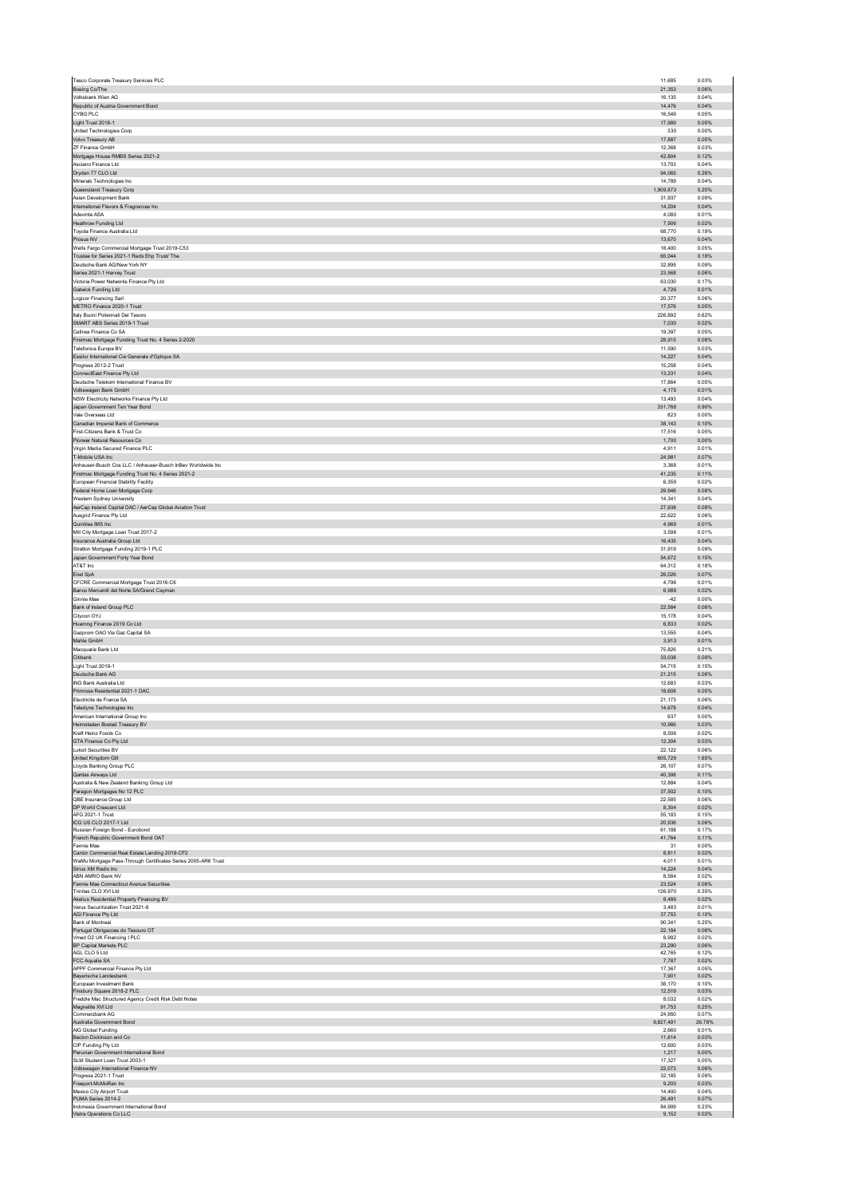| | | |
|---|---|---|
| Tesco Corporate Treasury Services PLC | 11,685 | 0.03% |
| Boeing Co/The | 21,353 | 0.06% |
| Volksbank Wien AG | 16,135 | 0.04% |
| Republic of Austria Government Bond | 14,476 | 0.04% |
| CYBG PLC | 16,549 | 0.05% |
| Light Trust 2018-1 | 17,989 | 0.05% |
| United Technologies Corp | 330 | 0.00% |
| Volvo Treasury AB | 17,887 | 0.05% |
| ZF Finance GmbH | 12,368 | 0.03% |
| Mortgage House RMBS Series 2021-2 | 42,804 | 0.12% |
| Asciano Finance Ltd | 13,703 | 0.04% |
| Dryden 77 CLO Ltd | 94,065 | 0.26% |
| Minerals Technologies Inc | 14,789 | 0.04% |
| Queensland Treasury Corp | 1,909,673 | 5.20% |
| Asian Development Bank | 31,937 | 0.09% |
| International Flavors & Fragrances Inc | 14,204 | 0.04% |
| Adevinta ASA | 4,080 | 0.01% |
| Heathrow Funding Ltd | 7,906 | 0.02% |
| Toyota Finance Australia Ltd | 68,770 | 0.19% |
| Prosus NV | 13,670 | 0.04% |
| Wells Fargo Commercial Mortgage Trust 2019-C53 | 18,400 | 0.05% |
| Trustee for Series 2021-1 Reds Ehp Trust/ The | 65,044 | 0.18% |
| Deutsche Bank AG/New York NY | 32,895 | 0.09% |
| Series 2021-1 Harvey Trust | 23,568 | 0.06% |
| Victoria Power Networks Finance Pty Ltd | 63,030 | 0.17% |
| Gatwick Funding Ltd | 4,726 | 0.01% |
| Logicor Financing Sarl | 20,377 | 0.06% |
| METRO Finance 2020-1 Trust | 17,576 | 0.05% |
| Italy Buoni Poliennali Del Tesoro | 226,892 | 0.62% |
| SMART ABS Series 2019-1 Trust | 7,030 | 0.02% |
| Cellnex Finance Co SA | 19,397 | 0.05% |
| Firstmac Mortgage Funding Trust No. 4 Series 2-2020 | 28,915 | 0.08% |
| Telefonica Europe BV | 11,590 | 0.03% |
| Essilor International Cie Generale d'Optique SA | 14,227 | 0.04% |
| Progress 2012-2 Trust | 15,258 | 0.04% |
| ConnectEast Finance Pty Ltd | 13,231 | 0.04% |
| Deutsche Telekom International Finance BV | 17,864 | 0.05% |
| Volkswagen Bank GmbH | 4,175 | 0.01% |
| NSW Electricity Networks Finance Pty Ltd | 13,493 | 0.04% |
| Japan Government Ten Year Bond | 331,768 | 0.90% |
| Vale Overseas Ltd | 823 | 0.00% |
| Canadian Imperial Bank of Commerce | 38,143 | 0.10% |
| First-Citizens Bank & Trust Co | 17,516 | 0.05% |
| Pioneer Natural Resources Co | 1,700 | 0.00% |
| Virgin Media Secured Finance PLC | 4,911 | 0.01% |
| T-Mobile USA Inc | 24,981 | 0.07% |
| Anheuser-Busch Cos LLC / Anheuser-Busch InBev Worldwide Inc | 3,368 | 0.01% |
| Firstmac Mortgage Funding Trust No. 4 Series 2021-2 | 41,235 | 0.11% |
| European Financial Stability Facility | 6,359 | 0.02% |
| Federal Home Loan Mortgage Corp | 29,946 | 0.08% |
| Western Sydney University | 14,341 | 0.04% |
| AerCap Ireland Capital DAC / AerCap Global Aviation Trust | 27,938 | 0.08% |
| Ausgrid Finance Pty Ltd | 22,622 | 0.06% |
| Quintiles IMS Inc | 4,969 | 0.01% |
| Mill City Mortgage Loan Trust 2017-2 | 3,598 | 0.01% |
| Insurance Australia Group Ltd | 16,435 | 0.04% |
| Stratton Mortgage Funding 2019-1 PLC | 31,919 | 0.09% |
| Japan Government Forty Year Bond | 54,672 | 0.15% |
| AT&T Inc | 64,312 | 0.18% |
| Enel SpA | 26,026 | 0.07% |
| CFCRE Commercial Mortgage Trust 2016-C6 | 4,796 | 0.01% |
| Banco Mercantil del Norte SA/Grand Cayman | 6,989 | 0.02% |
| Ginnie Mae | -42 | 0.00% |
| Bank of Ireland Group PLC | 22,584 | 0.06% |
| Citycon OYJ | 15,178 | 0.04% |
| Huarong Finance 2019 Co Ltd | 6,833 | 0.02% |
| Gazprom OAO Via Gaz Capital SA | 13,555 | 0.04% |
| Mahle GmbH | 3,913 | 0.01% |
| Macquarie Bank Ltd | 75,826 | 0.21% |
| Citibank | 33,038 | 0.09% |
| Light Trust 2019-1 | 54,715 | 0.15% |
| Deutsche Bank AG | 21,215 | 0.06% |
| ING Bank Australia Ltd | 12,683 | 0.03% |
| Primrose Residential 2021-1 DAC | 18,608 | 0.05% |
| Electricite de France SA | 21,173 | 0.06% |
| Teledyne Technologies Inc | 14,678 | 0.04% |
| American International Group Inc | 937 | 0.00% |
| Heimstaden Bostad Treasury BV | 10,966 | 0.03% |
| Kraft Heinz Foods Co | 8,506 | 0.02% |
| GTA Finance Co Pty Ltd | 12,304 | 0.03% |
| Lukoil Securities BV | 22,122 | 0.06% |
| United Kingdom Gilt | 605,729 | 1.65% |
| Lloyds Banking Group PLC | 26,107 | 0.07% |
| Qantas Airways Ltd | 40,398 | 0.11% |
| Australia & New Zealand Banking Group Ltd | 12,884 | 0.04% |
| Paragon Mortgages No 12 PLC | 37,502 | 0.10% |
| QBE Insurance Group Ltd | 22,585 | 0.06% |
| DP World Crescent Ltd | 8,304 | 0.02% |
| AFG 2021-1 Trust | 55,183 | 0.15% |
| ICG US CLO 2017-1 Ltd | 20,936 | 0.06% |
| Russian Foreign Bond - Eurobond | 61,188 | 0.17% |
| French Republic Government Bond OAT | 41,764 | 0.11% |
| Fannie Mae | 31 | 0.00% |
| Cantor Commercial Real Estate Lending 2019-CF2 | 8,811 | 0.02% |
| WaMu Mortgage Pass-Through Certificates Series 2005-AR6 Trust | 4,011 | 0.01% |
| Sirius XM Radio Inc | 14,224 | 0.04% |
| ABN AMRO Bank NV | 8,584 | 0.02% |
| Fannie Mae Connecticut Avenue Securities | 23,524 | 0.06% |
| Trinitas CLO XVI Ltd | 126,970 | 0.35% |
| Akelius Residential Property Financing BV | 8,486 | 0.02% |
| Verus Securitization Trust 2021-8 | 3,483 | 0.01% |
| AGI Finance Pty Ltd | 37,753 | 0.10% |
| Bank of Montreal | 90,341 | 0.25% |
| Portugal Obrigacoes do Tesouro OT | 22,184 | 0.06% |
| Vmed O2 UK Financing I PLC | 8,992 | 0.02% |
| BP Capital Markets PLC | 23,290 | 0.06% |
| AGL CLO 5 Ltd | 42,765 | 0.12% |
| FCC Aqualia SA | 7,787 | 0.02% |
| APPF Commercial Finance Pty Ltd | 17,367 | 0.05% |
| Bayerische Landesbank | 7,901 | 0.02% |
| European Investment Bank | 36,170 | 0.10% |
| Finsbury Square 2018-2 PLC | 12,519 | 0.03% |
| Freddie Mac Structured Agency Credit Risk Debt Notes | 8,032 | 0.02% |
| Magnetite XVI Ltd | 91,753 | 0.25% |
| Commerzbank AG | 24,950 | 0.07% |
| Australia Government Bond | 9,827,491 | 26.78% |
| AIG Global Funding | 2,660 | 0.01% |
| Becton Dickinson and Co | 11,614 | 0.03% |
| CIP Funding Pty Ltd | 12,600 | 0.03% |
| Peruvian Government International Bond | 1,217 | 0.00% |
| SLM Student Loan Trust 2003-1 | 17,327 | 0.05% |
| Volkswagen International Finance NV | 22,073 | 0.06% |
| Progress 2021-1 Trust | 32,185 | 0.09% |
| Freeport-McMoRan Inc | 9,200 | 0.03% |
| Mexico City Airport Trust | 14,400 | 0.04% |
| PUMA Series 2014-2 | 26,491 | 0.07% |
| Indonesia Government International Bond | 84,909 | 0.23% |
| Vistra Operations Co LLC | 9,152 | 0.02% |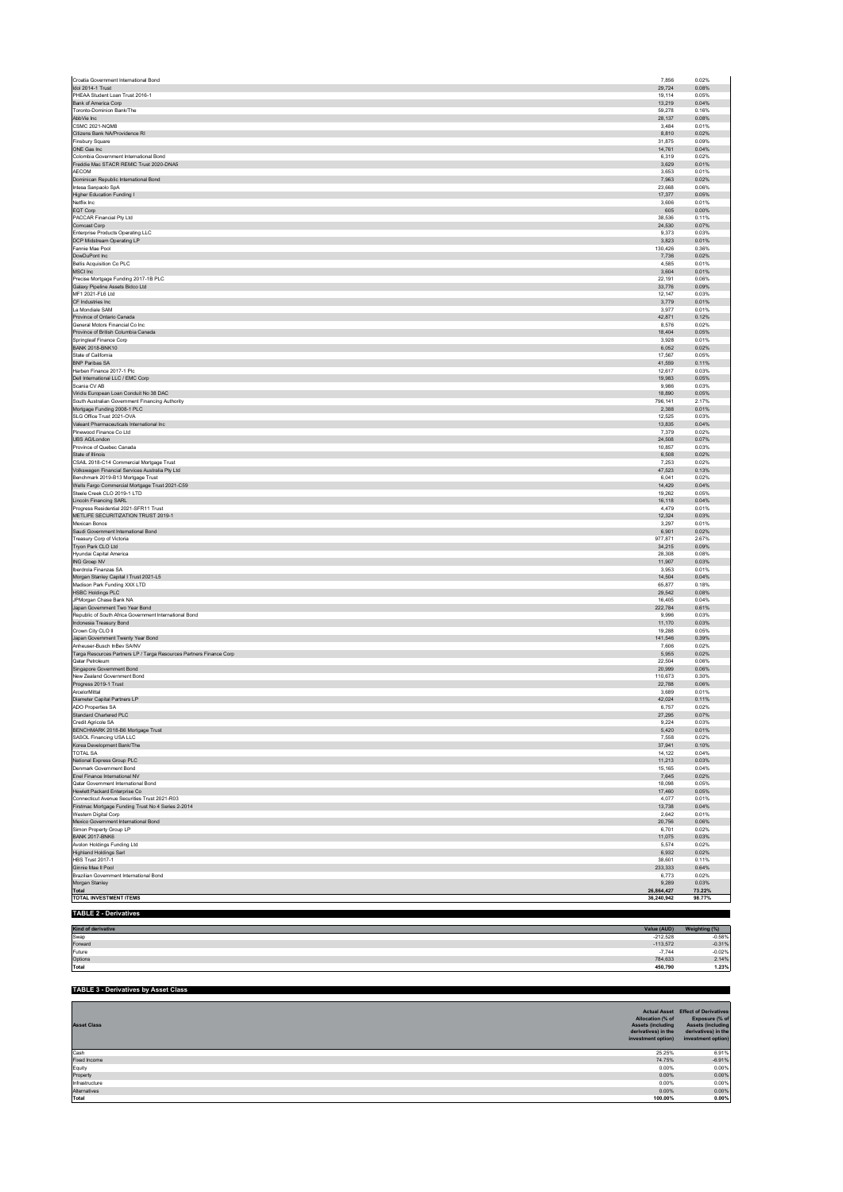| | | |
|---|---|---|
| Croatia Government International Bond | 7,856 | 0.02% |
| Idol 2014-1 Trust | 29,724 | 0.08% |
| PHEAA Student Loan Trust 2016-1 | 19,114 | 0.05% |
| Bank of America Corp | 13,219 | 0.04% |
| Toronto-Dominion Bank/The | 59,278 | 0.16% |
| AbbVie Inc | 28,137 | 0.08% |
| CSMC 2021-NQM8 | 3,484 | 0.01% |
| Citizens Bank NA/Providence RI | 8,810 | 0.02% |
| Finsbury Square | 31,875 | 0.09% |
| ONE Gas Inc | 14,761 | 0.04% |
| Colombia Government International Bond | 6,319 | 0.02% |
| Freddie Mac STACR REMIC Trust 2020-DNA5 | 3,629 | 0.01% |
| AECOM | 3,653 | 0.01% |
| Dominican Republic International Bond | 7,963 | 0.02% |
| Intesa Sanpaolo SpA | 23,668 | 0.06% |
| Higher Education Funding I | 17,377 | 0.05% |
| Netflix Inc | 3,606 | 0.01% |
| EQT Corp | 605 | 0.00% |
| PACCAR Financial Pty Ltd | 38,536 | 0.11% |
| Comcast Corp | 24,530 | 0.07% |
| Enterprise Products Operating LLC | 9,373 | 0.03% |
| DCP Midstream Operating LP | 3,823 | 0.01% |
| Fannie Mae Pool | 130,426 | 0.36% |
| DowDuPont Inc | 7,736 | 0.02% |
| Bellis Acquisition Co PLC | 4,585 | 0.01% |
| MSCI Inc | 3,604 | 0.01% |
| Precise Mortgage Funding 2017-1B PLC | 22,191 | 0.06% |
| Galaxy Pipeline Assets Bidco Ltd | 33,776 | 0.09% |
| MF1 2021-FL6 Ltd | 12,147 | 0.03% |
| CF Industries Inc | 3,779 | 0.01% |
| La Mondiale SAM | 3,977 | 0.01% |
| Province of Ontario Canada | 42,871 | 0.12% |
| General Motors Financial Co Inc | 8,576 | 0.02% |
| Province of British Columbia Canada | 18,404 | 0.05% |
| Springleaf Finance Corp | 3,928 | 0.01% |
| BANK 2018-BNK10 | 6,052 | 0.02% |
| State of California | 17,567 | 0.05% |
| BNP Paribas SA | 41,559 | 0.11% |
| Harben Finance 2017-1 Plc | 12,617 | 0.03% |
| Dell International LLC / EMC Corp | 19,983 | 0.05% |
| Scania CV AB | 9,986 | 0.03% |
| Viridis European Loan Conduit No 38 DAC | 18,890 | 0.05% |
| South Australian Government Financing Authority | 796,141 | 2.17% |
| Mortgage Funding 2008-1 PLC | 2,388 | 0.01% |
| SLG Office Trust 2021-OVA | 12,525 | 0.03% |
| Valeant Pharmaceuticals International Inc | 13,835 | 0.04% |
| Pinewood Finance Co Ltd | 7,379 | 0.02% |
| UBS AG/London | 24,508 | 0.07% |
| Province of Quebec Canada | 10,857 | 0.03% |
| State of Illinois | 6,508 | 0.02% |
| CSAIL 2018-C14 Commercial Mortgage Trust | 7,253 | 0.02% |
| Volkswagen Financial Services Australia Pty Ltd | 47,523 | 0.13% |
| Benchmark 2019-B13 Mortgage Trust | 6,041 | 0.02% |
| Wells Fargo Commercial Mortgage Trust 2021-C59 | 14,429 | 0.04% |
| Steele Creek CLO 2019-1 LTD | 19,262 | 0.05% |
| Lincoln Financing SARL | 16,118 | 0.04% |
| Progress Residential 2021-SFR11 Trust | 4,479 | 0.01% |
| METLIFE SECURITIZATION TRUST 2019-1 | 12,324 | 0.03% |
| Mexican Bonos | 3,297 | 0.01% |
| Saudi Government International Bond | 6,901 | 0.02% |
| Treasury Corp of Victoria | 977,871 | 2.67% |
| Tryon Park CLO Ltd | 34,215 | 0.09% |
| Hyundai Capital America | 28,308 | 0.08% |
| ING Groep NV | 11,907 | 0.03% |
| Iberdrola Finanzas SA | 3,953 | 0.01% |
| Morgan Stanley Capital I Trust 2021-L5 | 14,504 | 0.04% |
| Madison Park Funding XXX LTD | 65,877 | 0.18% |
| HSBC Holdings PLC | 29,542 | 0.08% |
| JPMorgan Chase Bank NA | 16,405 | 0.04% |
| Japan Government Two Year Bond | 222,784 | 0.61% |
| Republic of South Africa Government International Bond | 9,996 | 0.03% |
| Indonesia Treasury Bond | 11,170 | 0.03% |
| Crown City CLO II | 19,288 | 0.05% |
| Japan Government Twenty Year Bond | 141,546 | 0.39% |
| Anheuser-Busch InBev SA/NV | 7,606 | 0.02% |
| Targa Resources Partners LP / Targa Resources Partners Finance Corp | 5,955 | 0.02% |
| Qatar Petroleum | 22,504 | 0.06% |
| Singapore Government Bond | 20,999 | 0.06% |
| New Zealand Government Bond | 110,673 | 0.30% |
| Progress 2019-1 Trust | 22,788 | 0.06% |
| ArcelorMittal | 3,689 | 0.01% |
| Diameter Capital Partners LP | 42,024 | 0.11% |
| ADO Properties SA | 6,757 | 0.02% |
| Standard Chartered PLC | 27,295 | 0.07% |
| Credit Agricole SA | 9,224 | 0.03% |
| BENCHMARK 2018-B6 Mortgage Trust | 5,420 | 0.01% |
| SASOL Financing USA LLC | 7,558 | 0.02% |
| Korea Development Bank/The | 37,941 | 0.10% |
| TOTAL SA | 14,122 | 0.04% |
| National Express Group PLC | 11,213 | 0.03% |
| Denmark Government Bond | 15,165 | 0.04% |
| Enel Finance International NV | 7,645 | 0.02% |
| Qatar Government International Bond | 18,098 | 0.05% |
| Hewlett Packard Enterprise Co | 17,460 | 0.05% |
| Connecticut Avenue Securities Trust 2021-R03 | 4,077 | 0.01% |
| Firstmac Mortgage Funding Trust No 4 Series 2-2014 | 13,738 | 0.04% |
| Western Digital Corp | 2,642 | 0.01% |
| Mexico Government International Bond | 20,756 | 0.06% |
| Simon Property Group LP | 6,701 | 0.02% |
| BANK 2017-BNK6 | 11,075 | 0.03% |
| Avolon Holdings Funding Ltd | 5,574 | 0.02% |
| Highland Holdings Sarl | 6,932 | 0.02% |
| HBS Trust 2017-1 | 38,601 | 0.11% |
| Ginnie Mae II Pool | 233,333 | 0.64% |
| Brazilian Government International Bond | 6,773 | 0.02% |
| Morgan Stanley | 9,289 | 0.03% |
| **Total** | **26,864,427** | **73.22%** |
| **TOTAL INVESTMENT ITEMS** | **36,240,942** | **98.77%** |

## TABLE 2 - Derivatives

| Kind of derivative | Value (AUD) | Weighting (%) |
|---|---|---|
| Swap | -212,528 | -0.58% |
| Forward | -113,572 | -0.31% |
| Future | -7,744 | -0.02% |
| Options | 784,633 | 2.14% |
| **Total** | **450,790** | **1.23%** |

## TABLE 3 - Derivatives by Asset Class

| Asset Class | Actual Asset Allocation (% of Assets (including derivatives) in the investment option) | Effect of Derivatives Exposure (% of Assets (including derivatives) in the investment option) |
|---|---|---|
| Cash | 25.25% | 6.91% |
| Fixed Income | 74.75% | -6.91% |
| Equity | 0.00% | 0.00% |
| Property | 0.00% | 0.00% |
| Infrastructure | 0.00% | 0.00% |
| Alternatives | 0.00% | 0.00% |
| **Total** | **100.00%** | **0.00%** |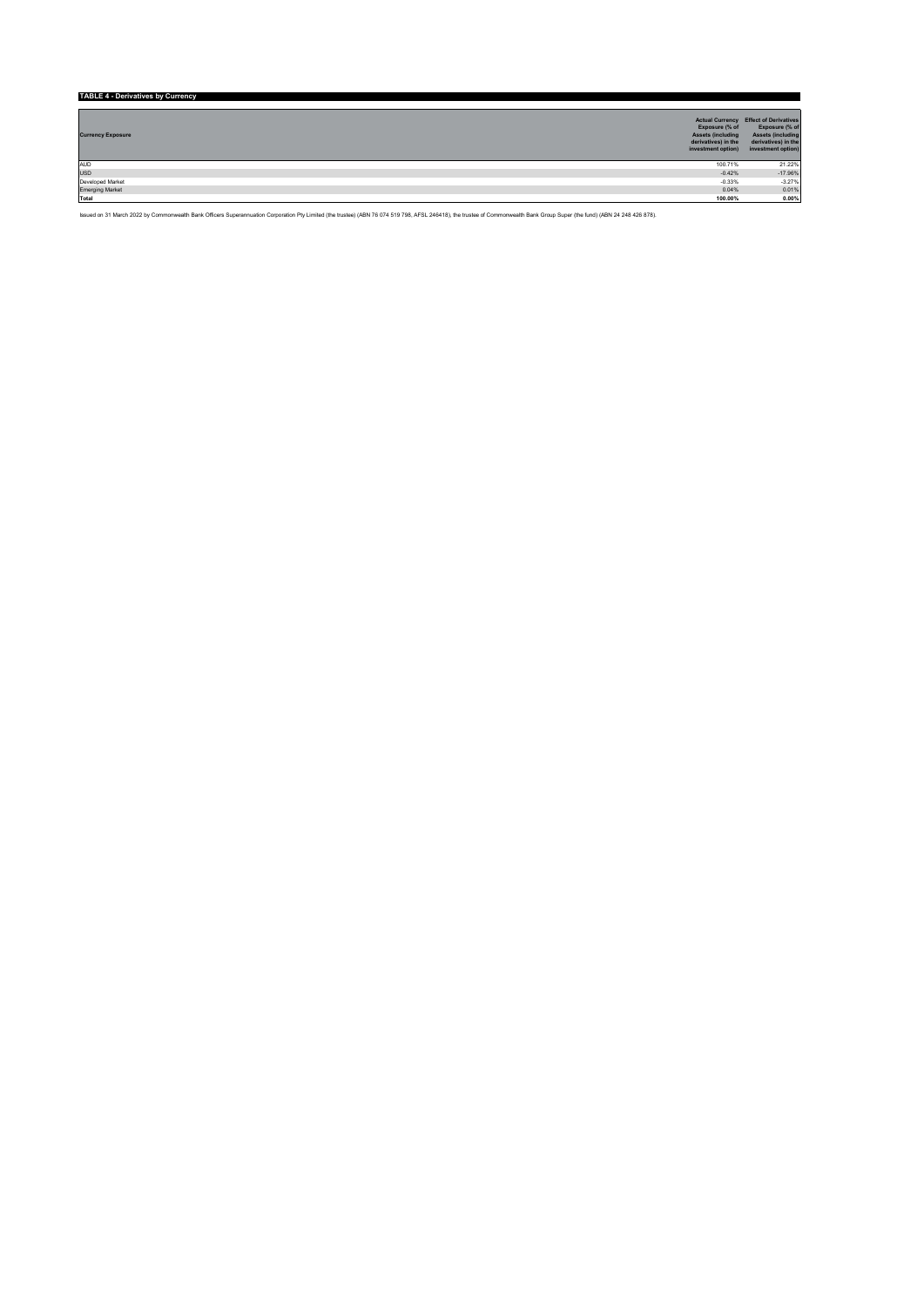## TABLE 4 - Derivatives by Currency

| Currency Exposure | Actual Currency Exposure (% of Assets (including derivatives) in the investment option) | Effect of Derivatives Exposure (% of Assets (including derivatives) in the investment option) |
|---|---|---|
| AUD | 100.71% | 21.22% |
| USD | -0.42% | -17.96% |
| Developed Market | -0.33% | -3.27% |
| Emerging Market | 0.04% | 0.01% |
| **Total** | **100.00%** | **0.00%** |

Issued on 31 March 2022 by Commonwealth Bank Officers Superannuation Corporation Pty Limited (the trustee) (ABN 76 074 519 798, AFSL 246418), the trustee of Commonwealth Bank Group Super (the fund) (ABN 24 248 426 878).